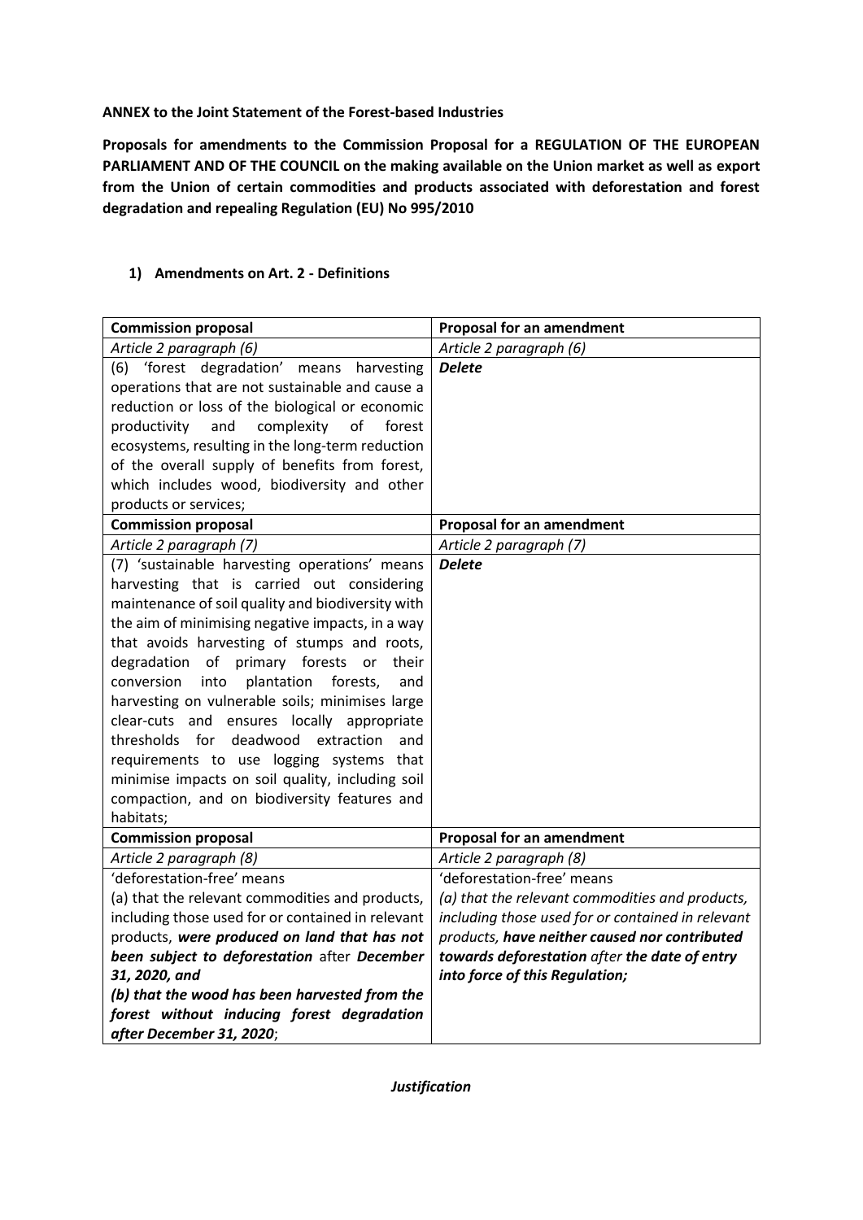**ANNEX to the Joint Statement of the Forest-based Industries**

**Proposals for amendments to the Commission Proposal for a REGULATION OF THE EUROPEAN PARLIAMENT AND OF THE COUNCIL on the making available on the Union market as well as export from the Union of certain commodities and products associated with deforestation and forest degradation and repealing Regulation (EU) No 995/2010**

## 1) Amendments on Art. 2 - Definitions

| **Commission proposal** | **Proposal for an amendment** |
|---|---|
| *Article 2 paragraph (6)* | *Article 2 paragraph (6)* |
| (6) 'forest degradation' means harvesting operations that are not sustainable and cause a reduction or loss of the biological or economic productivity and complexity of forest ecosystems, resulting in the long-term reduction of the overall supply of benefits from forest, which includes wood, biodiversity and other products or services; | ***Delete*** |
| **Commission proposal** | **Proposal for an amendment** |
| *Article 2 paragraph (7)* | *Article 2 paragraph (7)* |
| (7) 'sustainable harvesting operations' means harvesting that is carried out considering maintenance of soil quality and biodiversity with the aim of minimising negative impacts, in a way that avoids harvesting of stumps and roots, degradation of primary forests or their conversion into plantation forests, and harvesting on vulnerable soils; minimises large clear-cuts and ensures locally appropriate thresholds for deadwood extraction and requirements to use logging systems that minimise impacts on soil quality, including soil compaction, and on biodiversity features and habitats; | ***Delete*** |
| **Commission proposal** | **Proposal for an amendment** |
| *Article 2 paragraph (8)* | *Article 2 paragraph (8)* |
| 'deforestation-free' means<br>(a) that the relevant commodities and products, including those used for or contained in relevant products, ***were produced on land that has not been subject to deforestation*** after ***December 31, 2020, and***<br>***(b) that the wood has been harvested from the forest without inducing forest degradation after December 31, 2020***; | 'deforestation-free' means<br>*(a) that the relevant commodities and products, including those used for or contained in relevant products,* ***have neither caused nor contributed towards deforestation*** *after* ***the date of entry into force of this Regulation;*** |

***Justification***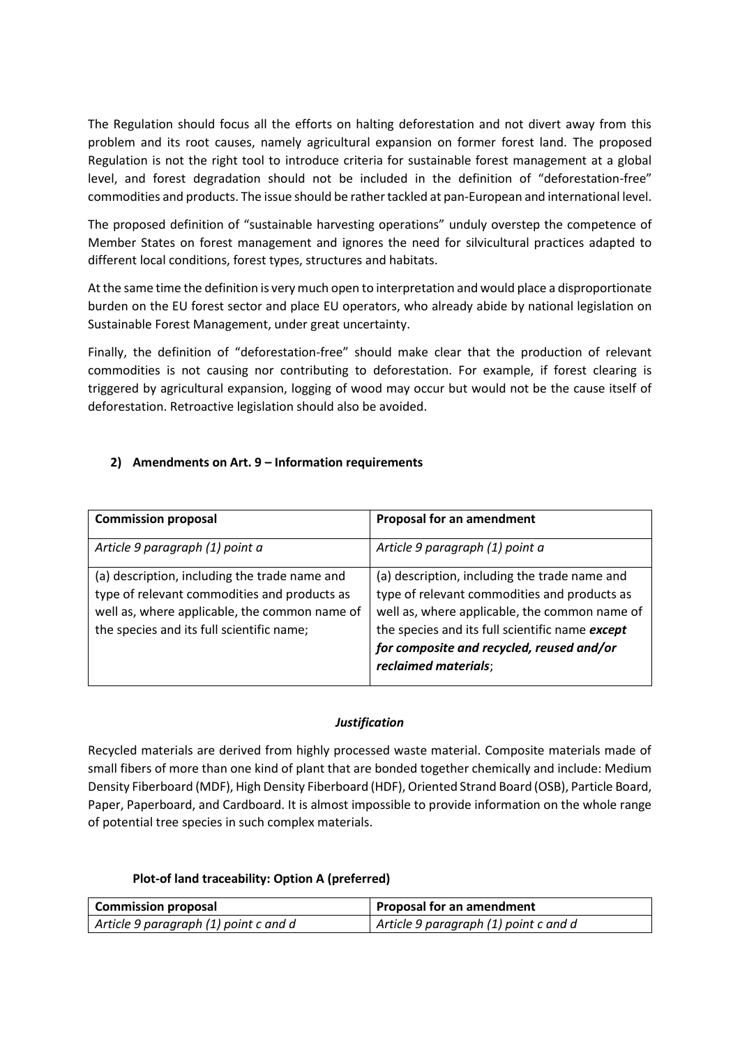The Regulation should focus all the efforts on halting deforestation and not divert away from this problem and its root causes, namely agricultural expansion on former forest land. The proposed Regulation is not the right tool to introduce criteria for sustainable forest management at a global level, and forest degradation should not be included in the definition of "deforestation-free" commodities and products. The issue should be rather tackled at pan-European and international level.

The proposed definition of "sustainable harvesting operations" unduly overstep the competence of Member States on forest management and ignores the need for silvicultural practices adapted to different local conditions, forest types, structures and habitats.

At the same time the definition is very much open to interpretation and would place a disproportionate burden on the EU forest sector and place EU operators, who already abide by national legislation on Sustainable Forest Management, under great uncertainty.

Finally, the definition of "deforestation-free" should make clear that the production of relevant commodities is not causing nor contributing to deforestation. For example, if forest clearing is triggered by agricultural expansion, logging of wood may occur but would not be the cause itself of deforestation. Retroactive legislation should also be avoided.

## 2) Amendments on Art. 9 – Information requirements

| **Commission proposal** | **Proposal for an amendment** |
|---|---|
| *Article 9 paragraph (1) point a* | *Article 9 paragraph (1) point a* |
| (a) description, including the trade name and type of relevant commodities and products as well as, where applicable, the common name of the species and its full scientific name; | (a) description, including the trade name and type of relevant commodities and products as well as, where applicable, the common name of the species and its full scientific name ***except for composite and recycled, reused and/or reclaimed materials***; |

***Justification***

Recycled materials are derived from highly processed waste material. Composite materials made of small fibers of more than one kind of plant that are bonded together chemically and include: Medium Density Fiberboard (MDF), High Density Fiberboard (HDF), Oriented Strand Board (OSB), Particle Board, Paper, Paperboard, and Cardboard. It is almost impossible to provide information on the whole range of potential tree species in such complex materials.

**Plot-of land traceability: Option A (preferred)**

| **Commission proposal** | **Proposal for an amendment** |
|---|---|
| *Article 9 paragraph (1) point c and d* | *Article 9 paragraph (1) point c and d* |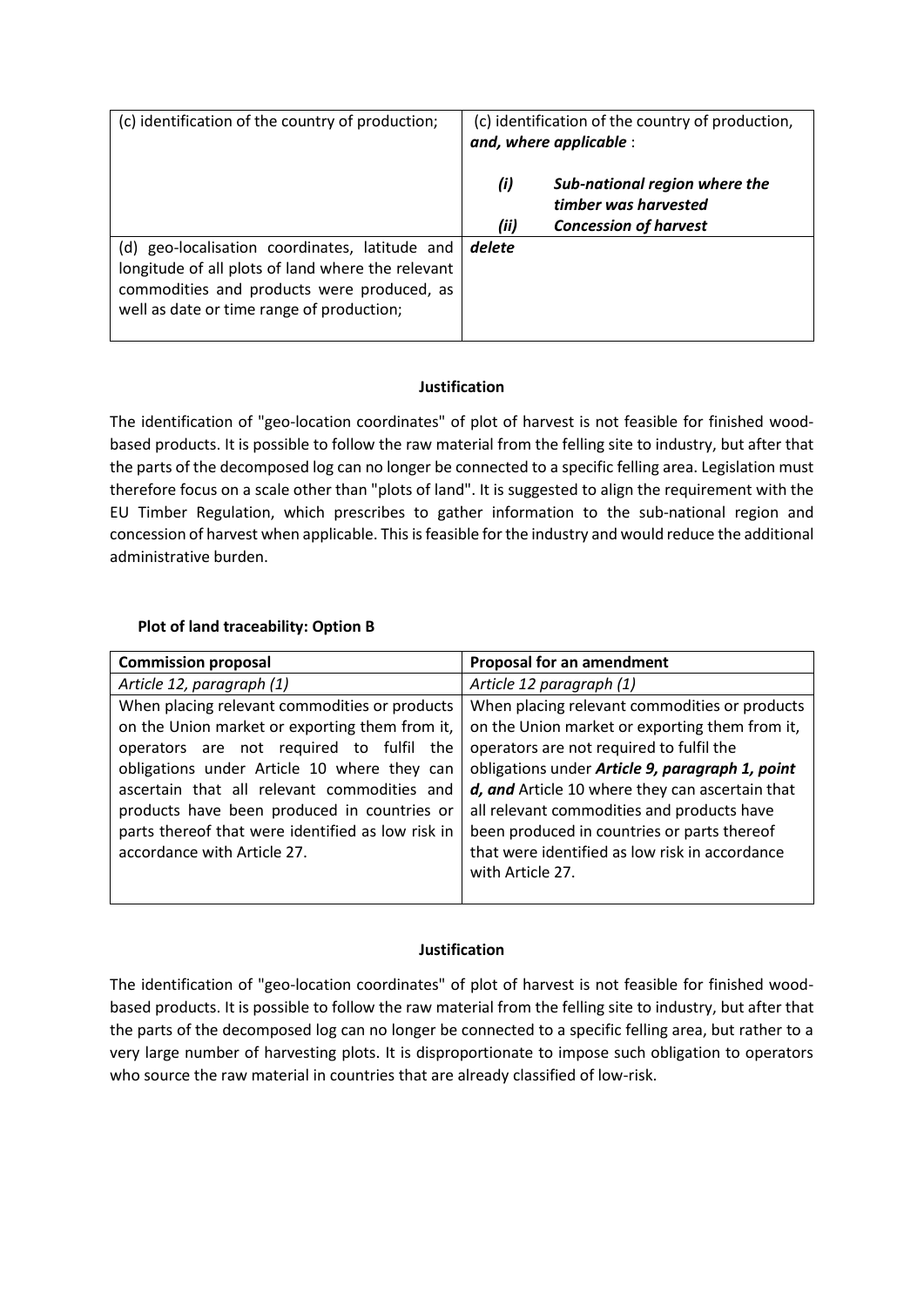| | |
|---|---|
| (c) identification of the country of production; | (c) identification of the country of production, ***and, where applicable*** :<br><br>***(i) Sub-national region where the timber was harvested***<br>***(ii) Concession of harvest*** |
| (d) geo-localisation coordinates, latitude and longitude of all plots of land where the relevant commodities and products were produced, as well as date or time range of production; | ***delete*** |

**Justification**

The identification of "geo-location coordinates" of plot of harvest is not feasible for finished wood-based products. It is possible to follow the raw material from the felling site to industry, but after that the parts of the decomposed log can no longer be connected to a specific felling area. Legislation must therefore focus on a scale other than "plots of land". It is suggested to align the requirement with the EU Timber Regulation, which prescribes to gather information to the sub-national region and concession of harvest when applicable. This is feasible for the industry and would reduce the additional administrative burden.

**Plot of land traceability: Option B**

| **Commission proposal** | **Proposal for an amendment** |
|---|---|
| *Article 12, paragraph (1)* | *Article 12 paragraph (1)* |
| When placing relevant commodities or products on the Union market or exporting them from it, operators are not required to fulfil the obligations under Article 10 where they can ascertain that all relevant commodities and products have been produced in countries or parts thereof that were identified as low risk in accordance with Article 27. | When placing relevant commodities or products on the Union market or exporting them from it, operators are not required to fulfil the obligations under ***Article 9, paragraph 1, point d, and*** Article 10 where they can ascertain that all relevant commodities and products have been produced in countries or parts thereof that were identified as low risk in accordance with Article 27. |

**Justification**

The identification of "geo-location coordinates" of plot of harvest is not feasible for finished wood-based products. It is possible to follow the raw material from the felling site to industry, but after that the parts of the decomposed log can no longer be connected to a specific felling area, but rather to a very large number of harvesting plots. It is disproportionate to impose such obligation to operators who source the raw material in countries that are already classified of low-risk.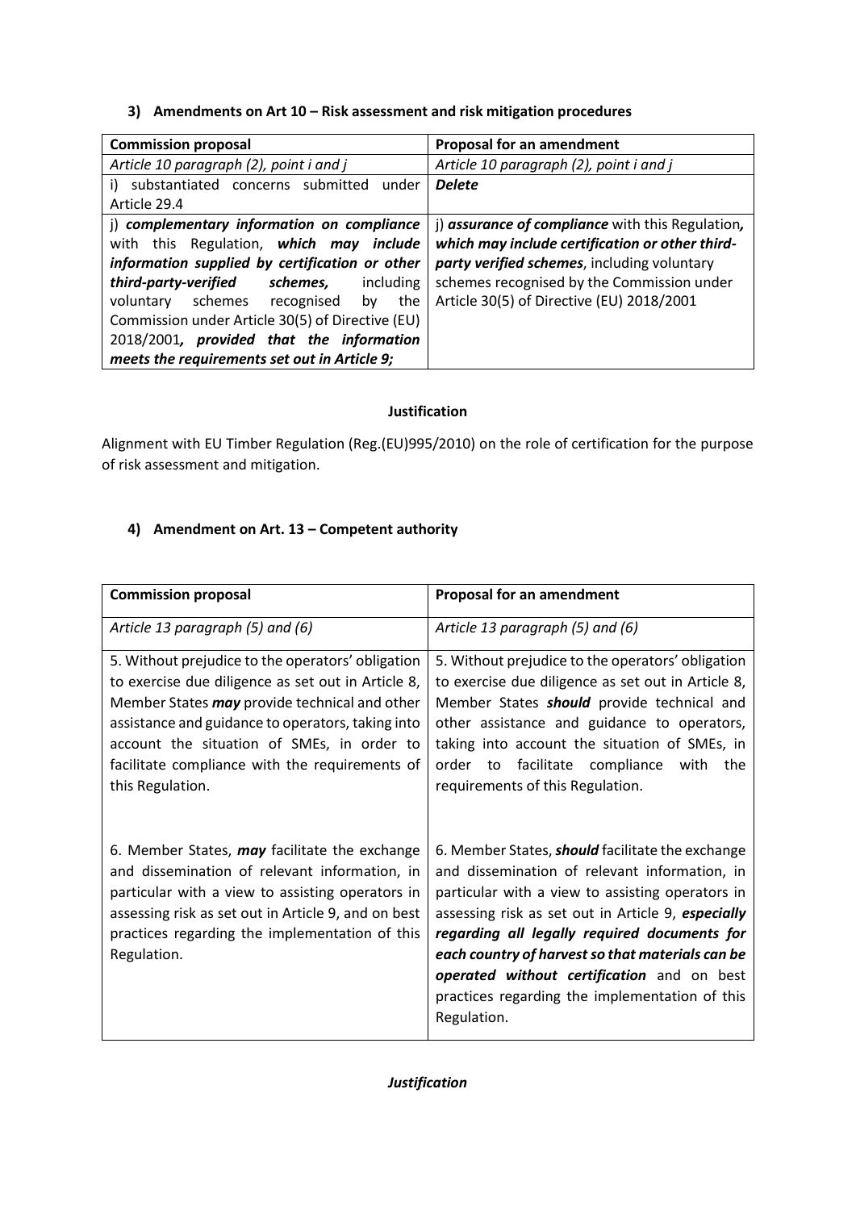### 3) Amendments on Art 10 – Risk assessment and risk mitigation procedures

| Commission proposal | Proposal for an amendment |
|---|---|
| *Article 10 paragraph (2), point i and j* | *Article 10 paragraph (2), point i and j* |
| i) substantiated concerns submitted under Article 29.4 | ***Delete*** |
| j) ***complementary information on compliance*** with this Regulation, ***which may include information supplied by certification or other third-party-verified schemes,*** including voluntary schemes recognised by the Commission under Article 30(5) of Directive (EU) 2018/2001***, provided that the information meets the requirements set out in Article 9;*** | j) ***assurance of compliance*** with this Regulation***, which may include certification or other third-party verified schemes***, including voluntary schemes recognised by the Commission under Article 30(5) of Directive (EU) 2018/2001 |

**Justification**

Alignment with EU Timber Regulation (Reg.(EU)995/2010) on the role of certification for the purpose of risk assessment and mitigation.

### 4) Amendment on Art. 13 – Competent authority

| Commission proposal | Proposal for an amendment |
|---|---|
| *Article 13 paragraph (5) and (6)* | *Article 13 paragraph (5) and (6)* |
| 5. Without prejudice to the operators' obligation to exercise due diligence as set out in Article 8, Member States ***may*** provide technical and other assistance and guidance to operators, taking into account the situation of SMEs, in order to facilitate compliance with the requirements of this Regulation. | 5. Without prejudice to the operators' obligation to exercise due diligence as set out in Article 8, Member States ***should*** provide technical and other assistance and guidance to operators, taking into account the situation of SMEs, in order to facilitate compliance with the requirements of this Regulation. |
| 6. Member States, ***may*** facilitate the exchange and dissemination of relevant information, in particular with a view to assisting operators in assessing risk as set out in Article 9, and on best practices regarding the implementation of this Regulation. | 6. Member States, ***should*** facilitate the exchange and dissemination of relevant information, in particular with a view to assisting operators in assessing risk as set out in Article 9, ***especially regarding all legally required documents for each country of harvest so that materials can be operated without certification*** and on best practices regarding the implementation of this Regulation. |

***Justification***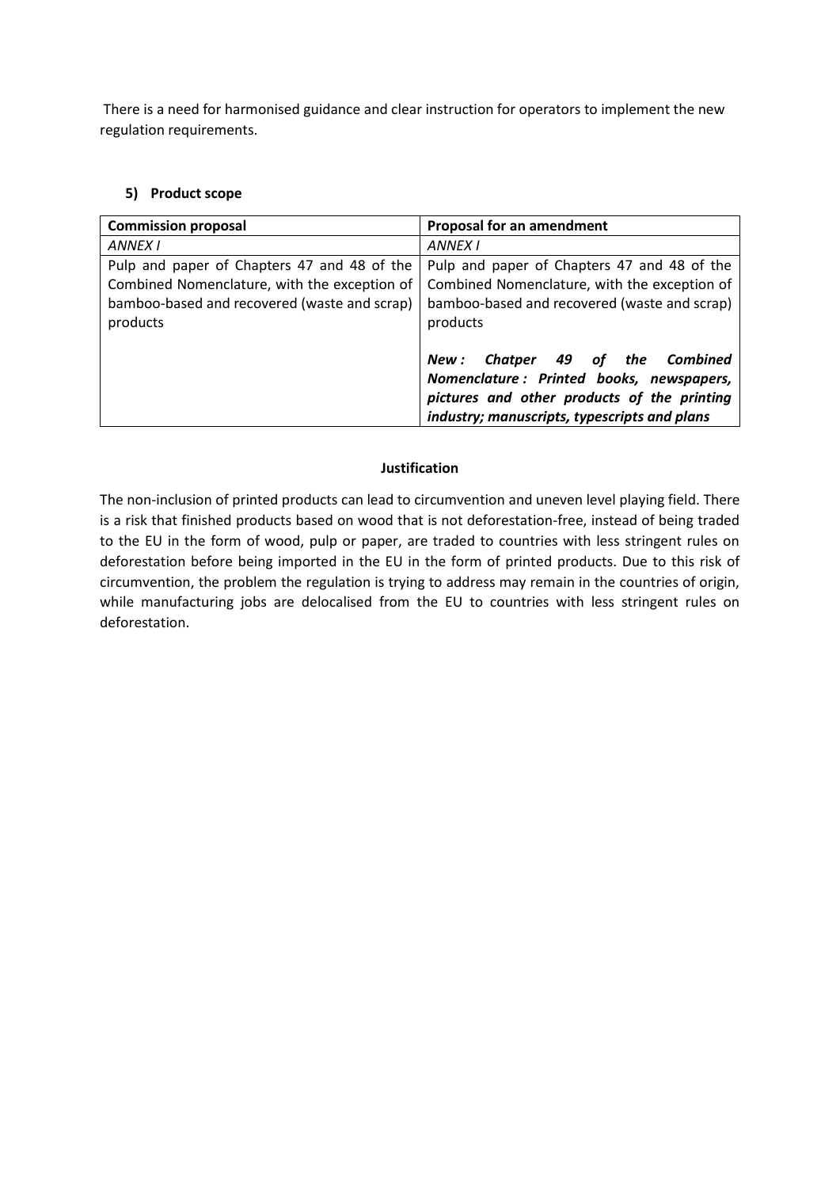There is a need for harmonised guidance and clear instruction for operators to implement the new regulation requirements.

## 5) Product scope

| **Commission proposal** | **Proposal for an amendment** |
|---|---|
| *ANNEX I* | *ANNEX I* |
| Pulp and paper of Chapters 47 and 48 of the Combined Nomenclature, with the exception of bamboo-based and recovered (waste and scrap) products | Pulp and paper of Chapters 47 and 48 of the Combined Nomenclature, with the exception of bamboo-based and recovered (waste and scrap) products<br><br>***New : Chatper 49 of the Combined Nomenclature : Printed books, newspapers, pictures and other products of the printing industry; manuscripts, typescripts and plans*** |

**Justification**

The non-inclusion of printed products can lead to circumvention and uneven level playing field. There is a risk that finished products based on wood that is not deforestation-free, instead of being traded to the EU in the form of wood, pulp or paper, are traded to countries with less stringent rules on deforestation before being imported in the EU in the form of printed products. Due to this risk of circumvention, the problem the regulation is trying to address may remain in the countries of origin, while manufacturing jobs are delocalised from the EU to countries with less stringent rules on deforestation.